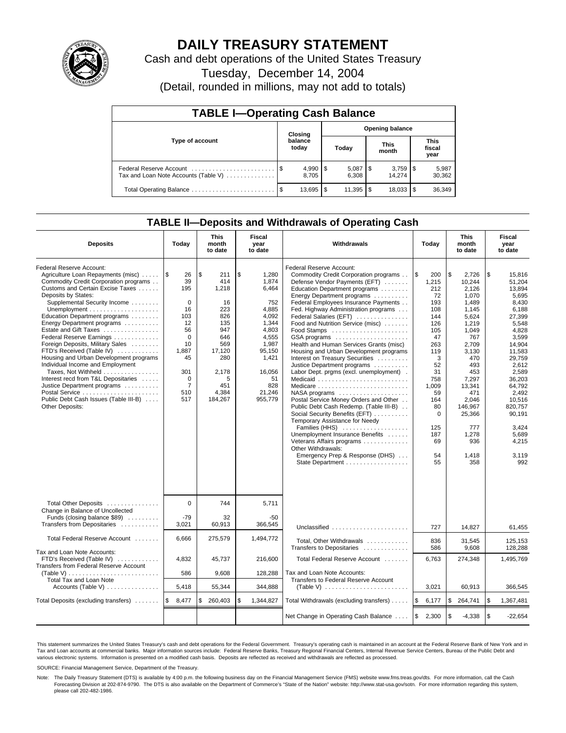# DAILY TREASURY STATEMENT

Cash and debt operations of the United States Treasury

Tuesday, December 14, 2004

(Detail, rounded in millions, may not add to totals)

## TABLE I—Operating Cash Balance

| Type of account | Closing balance today | Opening balance Today | Opening balance This month | Opening balance This fiscal year |
|---|---|---|---|---|
| Federal Reserve Account | $ 4,990 | $ 5,087 | $ 3,759 | $ 5,987 |
| Tax and Loan Note Accounts (Table V) | 8,705 | 6,308 | 14,274 | 30,362 |
| Total Operating Balance | $ 13,695 | $ 11,395 | $ 18,033 | $ 36,349 |

## TABLE II—Deposits and Withdrawals of Operating Cash

| Deposits | Today | This month to date | Fiscal year to date |
|---|---|---|---|
| Federal Reserve Account: | | | |
| Agriculture Loan Repayments (misc) | $ 26 | $ 211 | $ 1,280 |
| Commodity Credit Corporation programs | 39 | 414 | 1,874 |
| Customs and Certain Excise Taxes | 195 | 1,218 | 6,464 |
| Deposits by States: | | | |
| Supplemental Security Income | 0 | 16 | 752 |
| Unemployment | 16 | 223 | 4,885 |
| Education Department programs | 103 | 826 | 4,092 |
| Energy Department programs | 12 | 135 | 1,344 |
| Estate and Gift Taxes | 56 | 947 | 4,803 |
| Federal Reserve Earnings | 0 | 646 | 4,555 |
| Foreign Deposits, Military Sales | 10 | 569 | 1,987 |
| FTD's Received (Table IV) | 1,887 | 17,120 | 95,150 |
| Housing and Urban Development programs | 45 | 280 | 1,421 |
| Individual Income and Employment Taxes, Not Withheld | 301 | 2,178 | 16,056 |
| Interest recd from T&L Depositaries | 0 | 5 | 51 |
| Justice Department programs | 7 | 451 | 828 |
| Postal Service | 510 | 4,384 | 21,246 |
| Public Debt Cash Issues (Table III-B) | 517 | 184,267 | 955,779 |
| Other Deposits: | | | |
| Total Other Deposits | 0 | 744 | 5,711 |
| Change in Balance of Uncollected Funds (closing balance $89) | -79 | 32 | -50 |
| Transfers from Depositaries | 3,021 | 60,913 | 366,545 |
| Total Federal Reserve Account | 6,666 | 275,579 | 1,494,772 |
| Tax and Loan Note Accounts: | | | |
| FTD's Received (Table IV) | 4,832 | 45,737 | 216,600 |
| Transfers from Federal Reserve Account (Table V) | 586 | 9,608 | 128,288 |
| Total Tax and Loan Note Accounts (Table V) | 5,418 | 55,344 | 344,888 |
| Total Deposits (excluding transfers) | $ 8,477 | $ 260,403 | $ 1,344,827 |

| Withdrawals | Today | This month to date | Fiscal year to date |
|---|---|---|---|
| Federal Reserve Account: | | | |
| Commodity Credit Corporation programs | $ 200 | $ 2,726 | $ 15,816 |
| Defense Vendor Payments (EFT) | 1,215 | 10,244 | 51,204 |
| Education Department programs | 212 | 2,126 | 13,894 |
| Energy Department programs | 72 | 1,070 | 5,695 |
| Federal Employees Insurance Payments | 193 | 1,489 | 8,430 |
| Fed. Highway Administration programs | 108 | 1,145 | 6,188 |
| Federal Salaries (EFT) | 144 | 5,624 | 27,399 |
| Food and Nutrition Service (misc) | 126 | 1,219 | 5,548 |
| Food Stamps | 105 | 1,049 | 4,828 |
| GSA programs | 47 | 767 | 3,599 |
| Health and Human Services Grants (misc) | 263 | 2,709 | 14,904 |
| Housing and Urban Development programs | 119 | 3,130 | 11,583 |
| Interest on Treasury Securities | 3 | 470 | 29,759 |
| Justice Department programs | 52 | 493 | 2,612 |
| Labor Dept. prgms (excl. unemployment) | 31 | 453 | 2,589 |
| Medicaid | 758 | 7,297 | 36,203 |
| Medicare | 1,009 | 13,341 | 64,792 |
| NASA programs | 59 | 471 | 2,492 |
| Postal Service Money Orders and Other | 164 | 2,046 | 10,516 |
| Public Debt Cash Redemp. (Table III-B) | 80 | 146,967 | 820,757 |
| Social Security Benefits (EFT) | 0 | 25,366 | 90,191 |
| Temporary Assistance for Needy Families (HHS) | 125 | 777 | 3,424 |
| Unemployment Insurance Benefits | 187 | 1,278 | 5,689 |
| Veterans Affairs programs | 69 | 936 | 4,215 |
| Other Withdrawals: | | | |
| Emergency Prep & Response (DHS) | 54 | 1,418 | 3,119 |
| State Department | 55 | 358 | 992 |
| Unclassified | 727 | 14,827 | 61,455 |
| Total, Other Withdrawals | 836 | 31,545 | 125,153 |
| Transfers to Depositaries | 586 | 9,608 | 128,288 |
| Total Federal Reserve Account | 6,763 | 274,348 | 1,495,769 |
| Tax and Loan Note Accounts: | | | |
| Transfers to Federal Reserve Account (Table V) | 3,021 | 60,913 | 366,545 |
| Total Withdrawals (excluding transfers) | $ 6,177 | $ 264,741 | $ 1,367,481 |
| Net Change in Operating Cash Balance | $ 2,300 | $ -4,338 | $ -22,654 |

This statement summarizes the United States Treasury's cash and debt operations for the Federal Government. Treasury's operating cash is maintained in an account at the Federal Reserve Bank of New York and in Tax and Loan accounts at commercial banks. Major information sources include: Federal Reserve Banks, Treasury Regional Financial Centers, Internal Revenue Service Centers, Bureau of the Public Debt and various electronic systems. Information is presented on a modified cash basis. Deposits are reflected as received and withdrawals are reflected as processed.

SOURCE: Financial Management Service, Department of the Treasury.

Note: The Daily Treasury Statement (DTS) is available by 4:00 p.m. the following business day on the Financial Management Service (FMS) website www.fms.treas.gov/dts. For more information, call the Cash Forecasting Division at 202-874-9790. The DTS is also available on the Department of Commerce's "State of the Nation" website: http://www.stat-usa.gov/sotn. For more information regarding this system, please call 202-482-1986.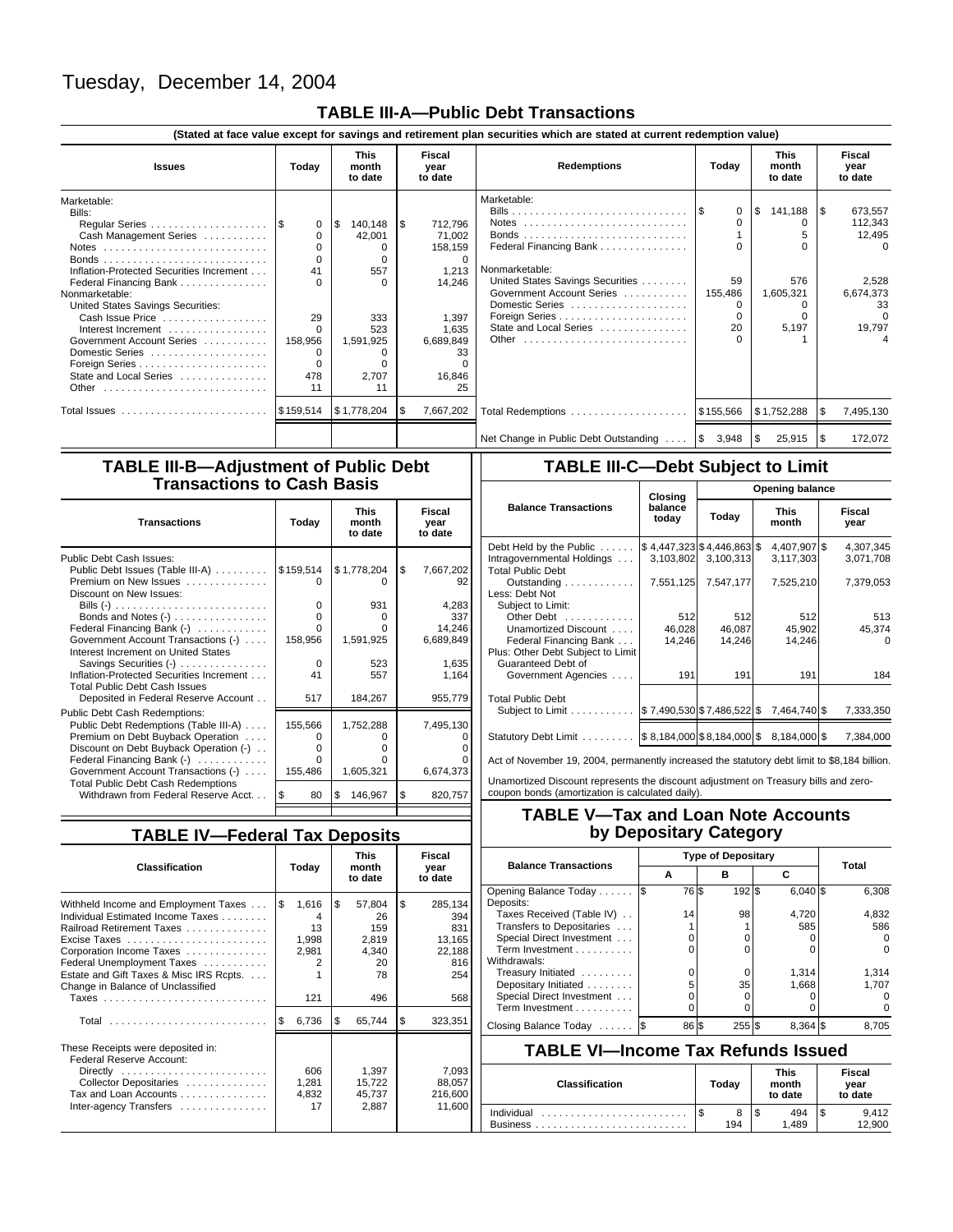Tuesday, December 14, 2004

## TABLE III-A—Public Debt Transactions

(Stated at face value except for savings and retirement plan securities which are stated at current redemption value)

| Issues | Today | This month to date | Fiscal year to date |
|---|---|---|---|
| Marketable: | | | |
| Bills: | | | |
| Regular Series | $ 0 | $ 140,148 | $ 712,796 |
| Cash Management Series | 0 | 42,001 | 71,002 |
| Notes | 0 | 0 | 158,159 |
| Bonds | 0 | 0 | 0 |
| Inflation-Protected Securities Increment | 41 | 557 | 1,213 |
| Federal Financing Bank | 0 | 0 | 14,246 |
| Nonmarketable: | | | |
| United States Savings Securities: | | | |
| Cash Issue Price | 29 | 333 | 1,397 |
| Interest Increment | 0 | 523 | 1,635 |
| Government Account Series | 158,956 | 1,591,925 | 6,689,849 |
| Domestic Series | 0 | 0 | 33 |
| Foreign Series | 0 | 0 | 0 |
| State and Local Series | 478 | 2,707 | 16,846 |
| Other | 11 | 11 | 25 |
| Total Issues | $159,514 | $1,778,204 | $ 7,667,202 |

| Redemptions | Today | This month to date | Fiscal year to date |
|---|---|---|---|
| Marketable: | | | |
| Bills | $ 0 | $ 141,188 | $ 673,557 |
| Notes | 0 | 0 | 112,343 |
| Bonds | 1 | 5 | 12,495 |
| Federal Financing Bank | 0 | 0 | 0 |
| Nonmarketable: | | | |
| United States Savings Securities | 59 | 576 | 2,528 |
| Government Account Series | 155,486 | 1,605,321 | 6,674,373 |
| Domestic Series | 0 | 0 | 33 |
| Foreign Series | 0 | 0 | 0 |
| State and Local Series | 20 | 5,197 | 19,797 |
| Other | 0 | 1 | 4 |
| Total Redemptions | $155,566 | $1,752,288 | $ 7,495,130 |
| Net Change in Public Debt Outstanding | $ 3,948 | $ 25,915 | $ 172,072 |

## TABLE III-B—Adjustment of Public Debt Transactions to Cash Basis

| Transactions | Today | This month to date | Fiscal year to date |
|---|---|---|---|
| Public Debt Cash Issues: | | | |
| Public Debt Issues (Table III-A) | $159,514 | $1,778,204 | $ 7,667,202 |
| Premium on New Issues | 0 | 0 | 92 |
| Discount on New Issues: | | | |
| Bills (-) | 0 | 931 | 4,283 |
| Bonds and Notes (-) | 0 | 0 | 337 |
| Federal Financing Bank (-) | 0 | 0 | 14,246 |
| Government Account Transactions (-) | 158,956 | 1,591,925 | 6,689,849 |
| Interest Increment on United States Savings Securities (-) | 0 | 523 | 1,635 |
| Inflation-Protected Securities Increment | 41 | 557 | 1,164 |
| Total Public Debt Cash Issues Deposited in Federal Reserve Account | 517 | 184,267 | 955,779 |
| Public Debt Cash Redemptions: | | | |
| Public Debt Redemptions (Table III-A) | 155,566 | 1,752,288 | 7,495,130 |
| Premium on Debt Buyback Operation | 0 | 0 | 0 |
| Discount on Debt Buyback Operation (-) | 0 | 0 | 0 |
| Federal Financing Bank (-) | 0 | 0 | 0 |
| Government Account Transactions (-) | 155,486 | 1,605,321 | 6,674,373 |
| Total Public Debt Cash Redemptions Withdrawn from Federal Reserve Acct. | $ 80 | $ 146,967 | $ 820,757 |

## TABLE III-C—Debt Subject to Limit

| Balance Transactions | Closing balance today | Opening balance Today | Opening balance This month | Opening balance Fiscal year |
|---|---|---|---|---|
| Debt Held by the Public | $ 4,447,323 | $ 4,446,863 | $ 4,407,907 | $ 4,307,345 |
| Intragovernmental Holdings | 3,103,802 | 3,100,313 | 3,117,303 | 3,071,708 |
| Total Public Debt Outstanding | 7,551,125 | 7,547,177 | 7,525,210 | 7,379,053 |
| Less: Debt Not Subject to Limit: | | | | |
| Other Debt | 512 | 512 | 512 | 513 |
| Unamortized Discount | 46,028 | 46,087 | 45,902 | 45,374 |
| Federal Financing Bank | 14,246 | 14,246 | 14,246 | 0 |
| Plus: Other Debt Subject to Limit Guaranteed Debt of Government Agencies | 191 | 191 | 191 | 184 |
| Total Public Debt Subject to Limit | $ 7,490,530 | $ 7,486,522 | $ 7,464,740 | $ 7,333,350 |
| Statutory Debt Limit | $ 8,184,000 | $ 8,184,000 | $ 8,184,000 | $ 7,384,000 |

Act of November 19, 2004, permanently increased the statutory debt limit to $8,184 billion.

Unamortized Discount represents the discount adjustment on Treasury bills and zero-coupon bonds (amortization is calculated daily).

## TABLE IV—Federal Tax Deposits

| Classification | Today | This month to date | Fiscal year to date |
|---|---|---|---|
| Withheld Income and Employment Taxes | $ 1,616 | $ 57,804 | $ 285,134 |
| Individual Estimated Income Taxes | 4 | 26 | 394 |
| Railroad Retirement Taxes | 13 | 159 | 831 |
| Excise Taxes | 1,998 | 2,819 | 13,165 |
| Corporation Income Taxes | 2,981 | 4,340 | 22,188 |
| Federal Unemployment Taxes | 2 | 20 | 816 |
| Estate and Gift Taxes & Misc IRS Rcpts. | 1 | 78 | 254 |
| Change in Balance of Unclassified Taxes | 121 | 496 | 568 |
| Total | $ 6,736 | $ 65,744 | $ 323,351 |
| These Receipts were deposited in: | | | |
| Federal Reserve Account: | | | |
| Directly | 606 | 1,397 | 7,093 |
| Collector Depositaries | 1,281 | 15,722 | 88,057 |
| Tax and Loan Accounts | 4,832 | 45,737 | 216,600 |
| Inter-agency Transfers | 17 | 2,887 | 11,600 |

## TABLE V—Tax and Loan Note Accounts by Depositary Category

| Balance Transactions | Type of Depositary A | B | C | Total |
|---|---|---|---|---|
| Opening Balance Today | $ 76 | $ 192 | $ 6,040 | $ 6,308 |
| Deposits: | | | | |
| Taxes Received (Table IV) | 14 | 98 | 4,720 | 4,832 |
| Transfers to Depositaries | 1 | 1 | 585 | 586 |
| Special Direct Investment | 0 | 0 | 0 | 0 |
| Term Investment | 0 | 0 | 0 | 0 |
| Withdrawals: | | | | |
| Treasury Initiated | 0 | 0 | 1,314 | 1,314 |
| Depositary Initiated | 5 | 35 | 1,668 | 1,707 |
| Special Direct Investment | 0 | 0 | 0 | 0 |
| Term Investment | 0 | 0 | 0 | 0 |
| Closing Balance Today | $ 86 | $ 255 | $ 8,364 | $ 8,705 |

## TABLE VI—Income Tax Refunds Issued

| Classification | Today | This month to date | Fiscal year to date |
|---|---|---|---|
| Individual | $ 8 | $ 494 | $ 9,412 |
| Business | 194 | 1,489 | 12,900 |